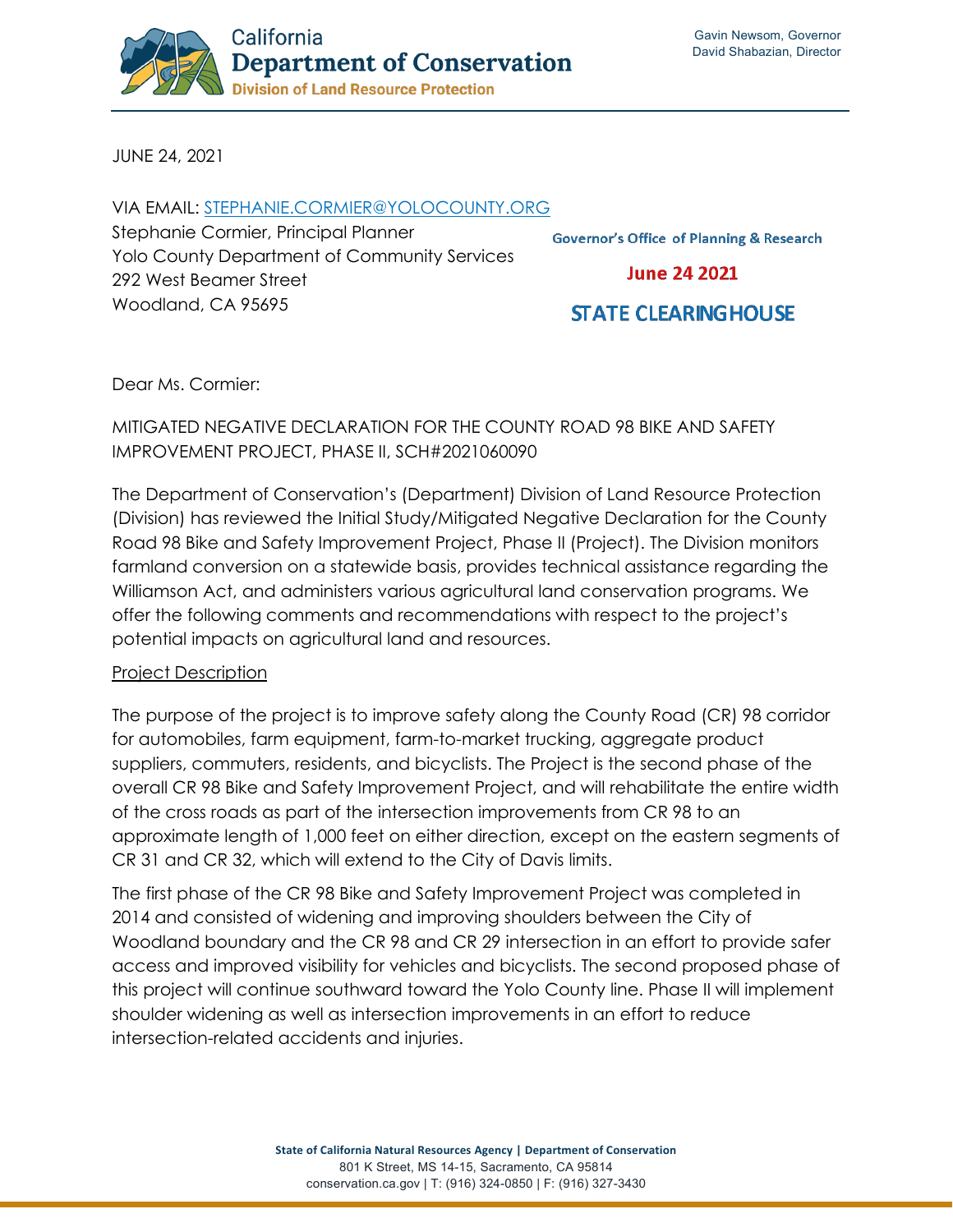California
**Department of Conservation**
**Division of Land Resource Protection**

Gavin Newsom, Governor
David Shabazian, Director

JUNE 24, 2021

VIA EMAIL: STEPHANIE.CORMIER@YOLOCOUNTY.ORG
Stephanie Cormier, Principal Planner
Yolo County Department of Community Services
292 West Beamer Street
Woodland, CA 95695

Governor's Office of Planning & Research
June 24 2021
STATE CLEARINGHOUSE

Dear Ms. Cormier:

MITIGATED NEGATIVE DECLARATION FOR THE COUNTY ROAD 98 BIKE AND SAFETY IMPROVEMENT PROJECT, PHASE II, SCH#2021060090

The Department of Conservation's (Department) Division of Land Resource Protection (Division) has reviewed the Initial Study/Mitigated Negative Declaration for the County Road 98 Bike and Safety Improvement Project, Phase II (Project). The Division monitors farmland conversion on a statewide basis, provides technical assistance regarding the Williamson Act, and administers various agricultural land conservation programs. We offer the following comments and recommendations with respect to the project's potential impacts on agricultural land and resources.

<u>Project Description</u>

The purpose of the project is to improve safety along the County Road (CR) 98 corridor for automobiles, farm equipment, farm-to-market trucking, aggregate product suppliers, commuters, residents, and bicyclists. The Project is the second phase of the overall CR 98 Bike and Safety Improvement Project, and will rehabilitate the entire width of the cross roads as part of the intersection improvements from CR 98 to an approximate length of 1,000 feet on either direction, except on the eastern segments of CR 31 and CR 32, which will extend to the City of Davis limits.

The first phase of the CR 98 Bike and Safety Improvement Project was completed in 2014 and consisted of widening and improving shoulders between the City of Woodland boundary and the CR 98 and CR 29 intersection in an effort to provide safer access and improved visibility for vehicles and bicyclists. The second proposed phase of this project will continue southward toward the Yolo County line. Phase II will implement shoulder widening as well as intersection improvements in an effort to reduce intersection-related accidents and injuries.

State of California Natural Resources Agency | Department of Conservation
801 K Street, MS 14-15, Sacramento, CA 95814
conservation.ca.gov | T: (916) 324-0850 | F: (916) 327-3430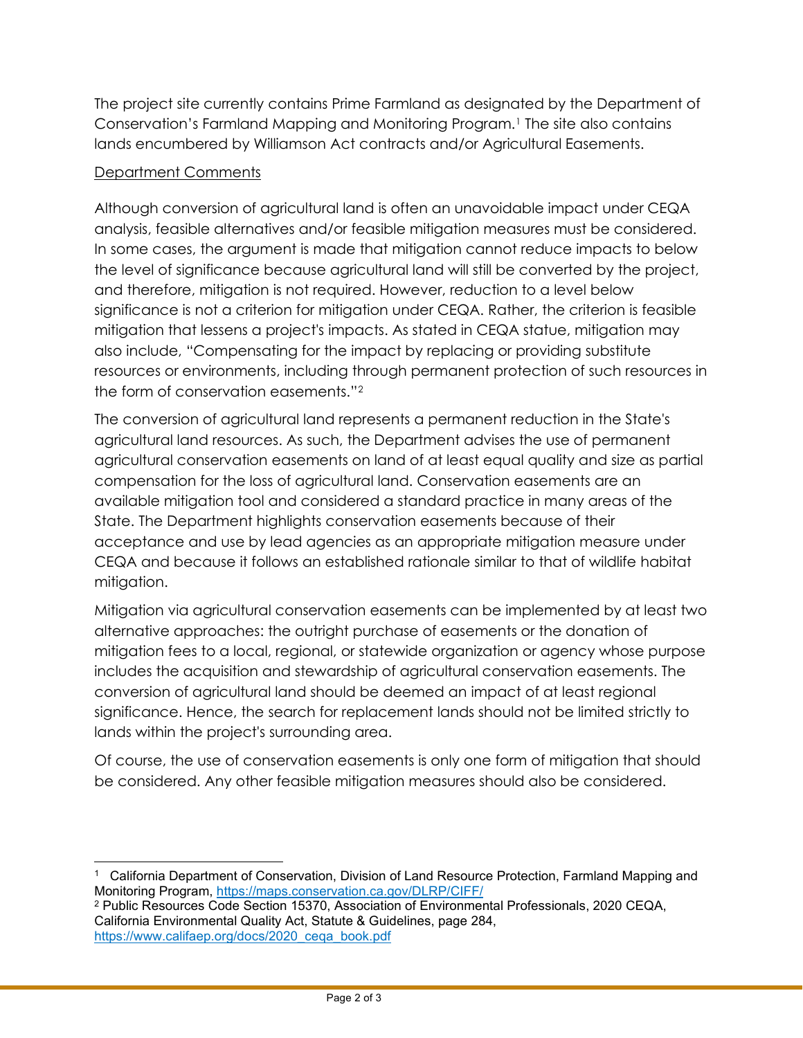The project site currently contains Prime Farmland as designated by the Department of Conservation's Farmland Mapping and Monitoring Program.[1] The site also contains lands encumbered by Williamson Act contracts and/or Agricultural Easements.

Department Comments

Although conversion of agricultural land is often an unavoidable impact under CEQA analysis, feasible alternatives and/or feasible mitigation measures must be considered. In some cases, the argument is made that mitigation cannot reduce impacts to below the level of significance because agricultural land will still be converted by the project, and therefore, mitigation is not required. However, reduction to a level below significance is not a criterion for mitigation under CEQA. Rather, the criterion is feasible mitigation that lessens a project's impacts. As stated in CEQA statue, mitigation may also include, "Compensating for the impact by replacing or providing substitute resources or environments, including through permanent protection of such resources in the form of conservation easements."[2]

The conversion of agricultural land represents a permanent reduction in the State's agricultural land resources. As such, the Department advises the use of permanent agricultural conservation easements on land of at least equal quality and size as partial compensation for the loss of agricultural land. Conservation easements are an available mitigation tool and considered a standard practice in many areas of the State. The Department highlights conservation easements because of their acceptance and use by lead agencies as an appropriate mitigation measure under CEQA and because it follows an established rationale similar to that of wildlife habitat mitigation.

Mitigation via agricultural conservation easements can be implemented by at least two alternative approaches: the outright purchase of easements or the donation of mitigation fees to a local, regional, or statewide organization or agency whose purpose includes the acquisition and stewardship of agricultural conservation easements. The conversion of agricultural land should be deemed an impact of at least regional significance. Hence, the search for replacement lands should not be limited strictly to lands within the project's surrounding area.

Of course, the use of conservation easements is only one form of mitigation that should be considered. Any other feasible mitigation measures should also be considered.

---

[1] California Department of Conservation, Division of Land Resource Protection, Farmland Mapping and Monitoring Program, https://maps.conservation.ca.gov/DLRP/CIFF/

[2] Public Resources Code Section 15370, Association of Environmental Professionals, 2020 CEQA, California Environmental Quality Act, Statute & Guidelines, page 284, https://www.califaep.org/docs/2020_ceqa_book.pdf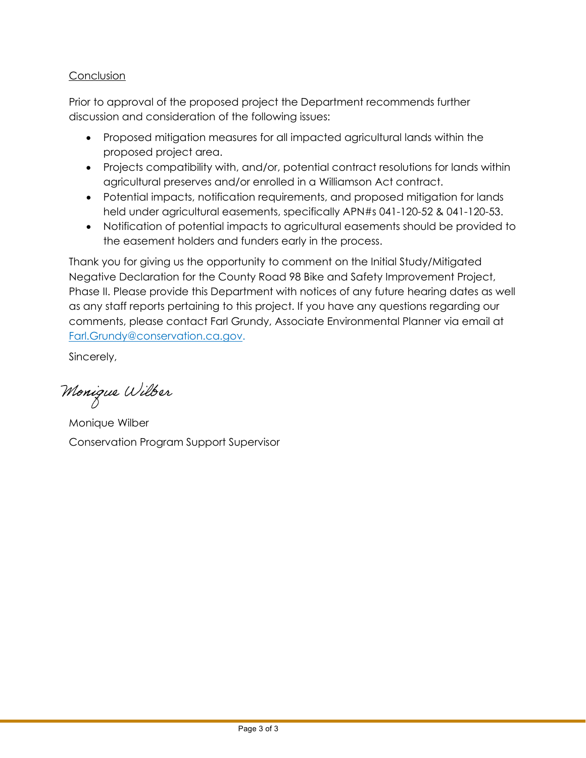Conclusion

Prior to approval of the proposed project the Department recommends further discussion and consideration of the following issues:

- Proposed mitigation measures for all impacted agricultural lands within the proposed project area.
- Projects compatibility with, and/or, potential contract resolutions for lands within agricultural preserves and/or enrolled in a Williamson Act contract.
- Potential impacts, notification requirements, and proposed mitigation for lands held under agricultural easements, specifically APN#s 041-120-52 & 041-120-53.
- Notification of potential impacts to agricultural easements should be provided to the easement holders and funders early in the process.

Thank you for giving us the opportunity to comment on the Initial Study/Mitigated Negative Declaration for the County Road 98 Bike and Safety Improvement Project, Phase II. Please provide this Department with notices of any future hearing dates as well as any staff reports pertaining to this project. If you have any questions regarding our comments, please contact Farl Grundy, Associate Environmental Planner via email at Farl.Grundy@conservation.ca.gov.

Sincerely,

*Monique Wilber*

Monique Wilber

Conservation Program Support Supervisor